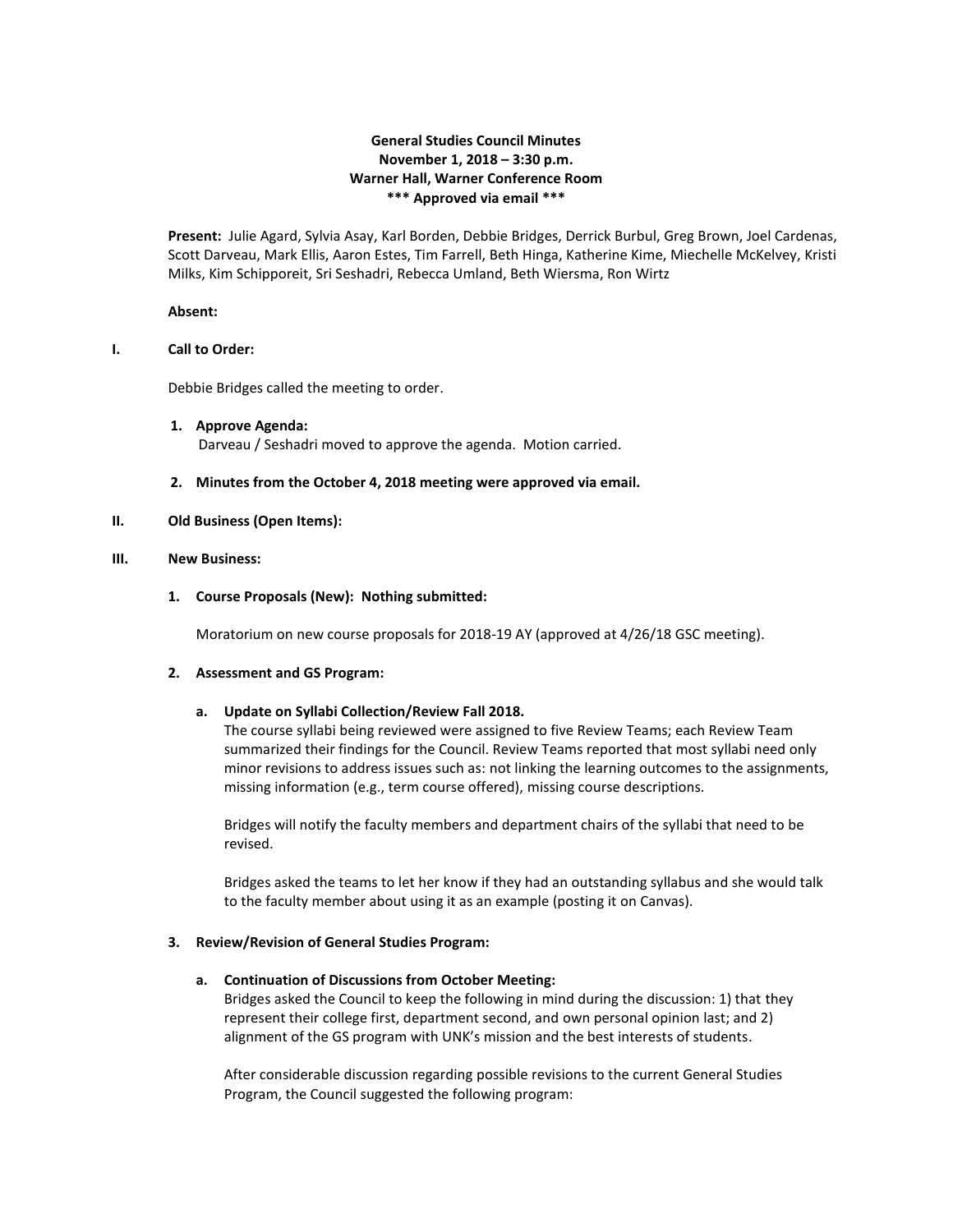**General Studies Council Minutes**
**November 1, 2018 – 3:30 p.m.**
**Warner Hall, Warner Conference Room**
**\*\*\* Approved via email \*\*\***

**Present:** Julie Agard, Sylvia Asay, Karl Borden, Debbie Bridges, Derrick Burbul, Greg Brown, Joel Cardenas, Scott Darveau, Mark Ellis, Aaron Estes, Tim Farrell, Beth Hinga, Katherine Kime, Miechelle McKelvey, Kristi Milks, Kim Schipporeit, Sri Seshadri, Rebecca Umland, Beth Wiersma, Ron Wirtz

**Absent:**

## I. Call to Order:

Debbie Bridges called the meeting to order.

1. **Approve Agenda:**
   Darveau / Seshadri moved to approve the agenda. Motion carried.

2. **Minutes from the October 4, 2018 meeting were approved via email.**

## II. Old Business (Open Items):

## III. New Business:

1. **Course Proposals (New): Nothing submitted:**

   Moratorium on new course proposals for 2018-19 AY (approved at 4/26/18 GSC meeting).

2. **Assessment and GS Program:**

   a. **Update on Syllabi Collection/Review Fall 2018.**
   The course syllabi being reviewed were assigned to five Review Teams; each Review Team summarized their findings for the Council. Review Teams reported that most syllabi need only minor revisions to address issues such as: not linking the learning outcomes to the assignments, missing information (e.g., term course offered), missing course descriptions.

   Bridges will notify the faculty members and department chairs of the syllabi that need to be revised.

   Bridges asked the teams to let her know if they had an outstanding syllabus and she would talk to the faculty member about using it as an example (posting it on Canvas).

3. **Review/Revision of General Studies Program:**

   a. **Continuation of Discussions from October Meeting:**
   Bridges asked the Council to keep the following in mind during the discussion: 1) that they represent their college first, department second, and own personal opinion last; and 2) alignment of the GS program with UNK's mission and the best interests of students.

   After considerable discussion regarding possible revisions to the current General Studies Program, the Council suggested the following program: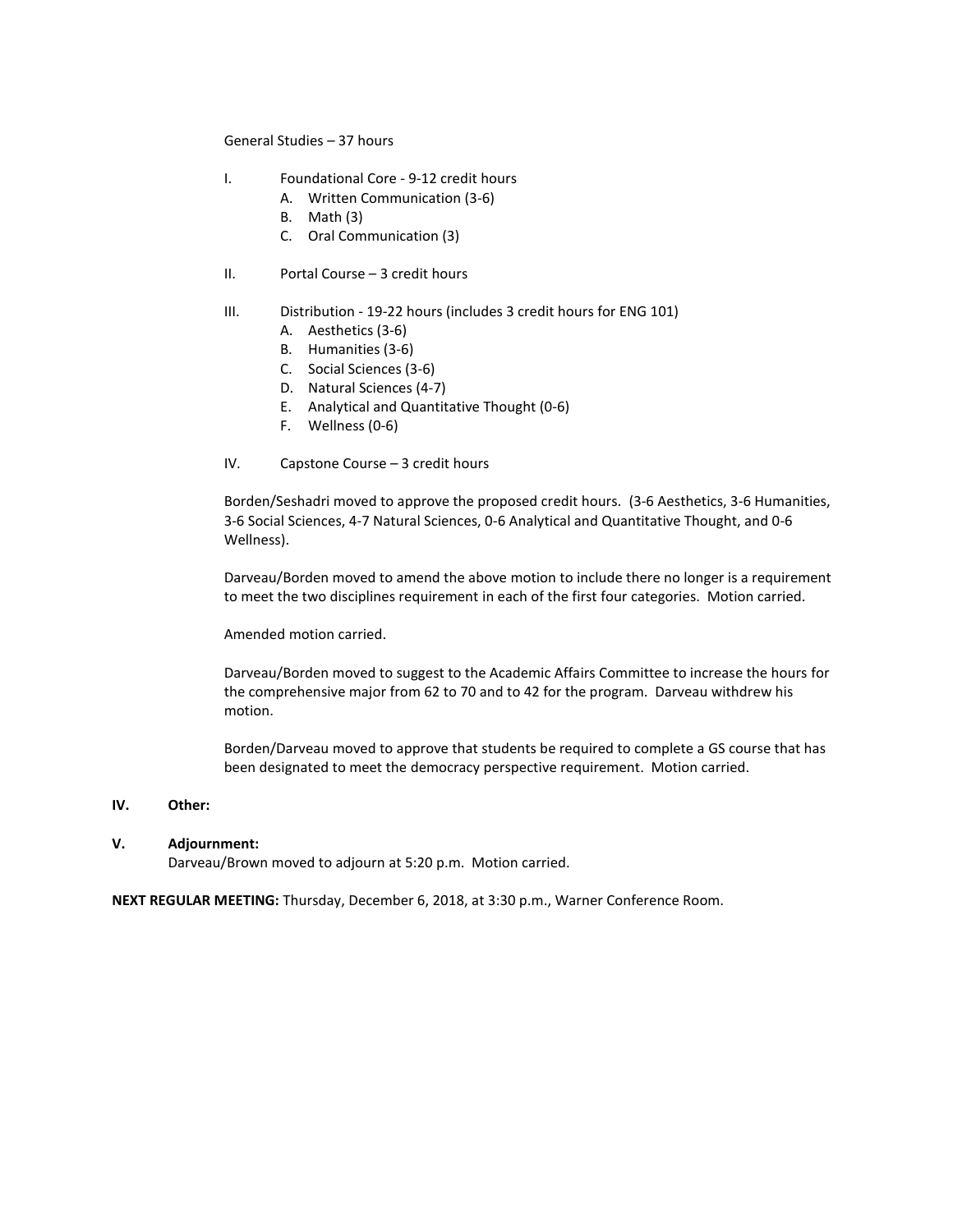General Studies – 37 hours

I. Foundational Core - 9-12 credit hours
   A. Written Communication (3-6)
   B. Math (3)
   C. Oral Communication (3)

II. Portal Course – 3 credit hours

III. Distribution - 19-22 hours (includes 3 credit hours for ENG 101)
   A. Aesthetics (3-6)
   B. Humanities (3-6)
   C. Social Sciences (3-6)
   D. Natural Sciences (4-7)
   E. Analytical and Quantitative Thought (0-6)
   F. Wellness (0-6)

IV. Capstone Course – 3 credit hours

Borden/Seshadri moved to approve the proposed credit hours. (3-6 Aesthetics, 3-6 Humanities, 3-6 Social Sciences, 4-7 Natural Sciences, 0-6 Analytical and Quantitative Thought, and 0-6 Wellness).

Darveau/Borden moved to amend the above motion to include there no longer is a requirement to meet the two disciplines requirement in each of the first four categories. Motion carried.

Amended motion carried.

Darveau/Borden moved to suggest to the Academic Affairs Committee to increase the hours for the comprehensive major from 62 to 70 and to 42 for the program. Darveau withdrew his motion.

Borden/Darveau moved to approve that students be required to complete a GS course that has been designated to meet the democracy perspective requirement. Motion carried.

**IV. Other:**

**V. Adjournment:**
Darveau/Brown moved to adjourn at 5:20 p.m. Motion carried.

**NEXT REGULAR MEETING:** Thursday, December 6, 2018, at 3:30 p.m., Warner Conference Room.